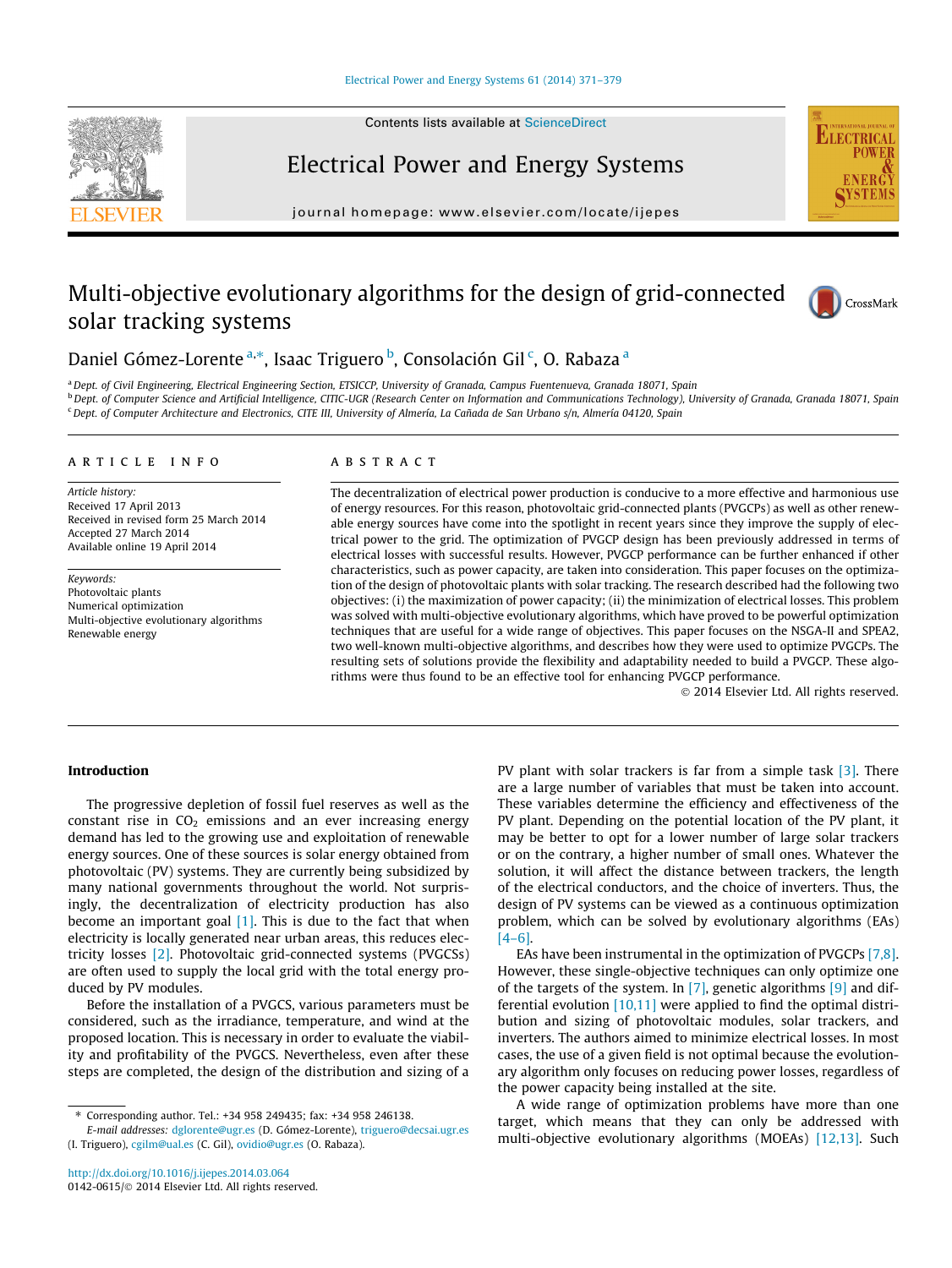# Multi-objective evolutionary algorithms for the design of grid-connected solar tracking systems

Daniel Gómez-Lorente [a,*], Isaac Triguero [b], Consolación Gil [c], O. Rabaza [a]

[a] Dept. of Civil Engineering, Electrical Engineering Section, ETSICCP, University of Granada, Campus Fuentenueva, Granada 18071, Spain

[b] Dept. of Computer Science and Artificial Intelligence, CITIC-UGR (Research Center on Information and Communications Technology), University of Granada, Granada 18071, Spain

[c] Dept. of Computer Architecture and Electronics, CITE III, University of Almería, La Cañada de San Urbano s/n, Almería 04120, Spain

## ARTICLE INFO

*Article history:*
Received 17 April 2013
Received in revised form 25 March 2014
Accepted 27 March 2014
Available online 19 April 2014

*Keywords:*
Photovoltaic plants
Numerical optimization
Multi-objective evolutionary algorithms
Renewable energy

## ABSTRACT

The decentralization of electrical power production is conducive to a more effective and harmonious use of energy resources. For this reason, photovoltaic grid-connected plants (PVGCPs) as well as other renewable energy sources have come into the spotlight in recent years since they improve the supply of electrical power to the grid. The optimization of PVGCP design has been previously addressed in terms of electrical losses with successful results. However, PVGCP performance can be further enhanced if other characteristics, such as power capacity, are taken into consideration. This paper focuses on the optimization of the design of photovoltaic plants with solar tracking. The research described had the following two objectives: (i) the maximization of power capacity; (ii) the minimization of electrical losses. This problem was solved with multi-objective evolutionary algorithms, which have proved to be powerful optimization techniques that are useful for a wide range of objectives. This paper focuses on the NSGA-II and SPEA2, two well-known multi-objective algorithms, and describes how they were used to optimize PVGCPs. The resulting sets of solutions provide the flexibility and adaptability needed to build a PVGCP. These algorithms were thus found to be an effective tool for enhancing PVGCP performance.

© 2014 Elsevier Ltd. All rights reserved.

## Introduction

The progressive depletion of fossil fuel reserves as well as the constant rise in $CO_2$ emissions and an ever increasing energy demand has led to the growing use and exploitation of renewable energy sources. One of these sources is solar energy obtained from photovoltaic (PV) systems. They are currently being subsidized by many national governments throughout the world. Not surprisingly, the decentralization of electricity production has also become an important goal [1]. This is due to the fact that when electricity is locally generated near urban areas, this reduces electricity losses [2]. Photovoltaic grid-connected systems (PVGCSs) are often used to supply the local grid with the total energy produced by PV modules.

Before the installation of a PVGCS, various parameters must be considered, such as the irradiance, temperature, and wind at the proposed location. This is necessary in order to evaluate the viability and profitability of the PVGCS. Nevertheless, even after these steps are completed, the design of the distribution and sizing of a PV plant with solar trackers is far from a simple task [3]. There are a large number of variables that must be taken into account. These variables determine the efficiency and effectiveness of the PV plant. Depending on the potential location of the PV plant, it may be better to opt for a lower number of large solar trackers or on the contrary, a higher number of small ones. Whatever the solution, it will affect the distance between trackers, the length of the electrical conductors, and the choice of inverters. Thus, the design of PV systems can be viewed as a continuous optimization problem, which can be solved by evolutionary algorithms (EAs) [4–6].

EAs have been instrumental in the optimization of PVGCPs [7,8]. However, these single-objective techniques can only optimize one of the targets of the system. In [7], genetic algorithms [9] and differential evolution [10,11] were applied to find the optimal distribution and sizing of photovoltaic modules, solar trackers, and inverters. The authors aimed to minimize electrical losses. In most cases, the use of a given field is not optimal because the evolutionary algorithm only focuses on reducing power losses, regardless of the power capacity being installed at the site.

A wide range of optimization problems have more than one target, which means that they can only be addressed with multi-objective evolutionary algorithms (MOEAs) [12,13]. Such

* Corresponding author. Tel.: +34 958 249435; fax: +34 958 246138.
*E-mail addresses:* dglorente@ugr.es (D. Gómez-Lorente), triguero@decsai.ugr.es (I. Triguero), cgilm@ual.es (C. Gil), ovidio@ugr.es (O. Rabaza).

http://dx.doi.org/10.1016/j.ijepes.2014.03.064
0142-0615/© 2014 Elsevier Ltd. All rights reserved.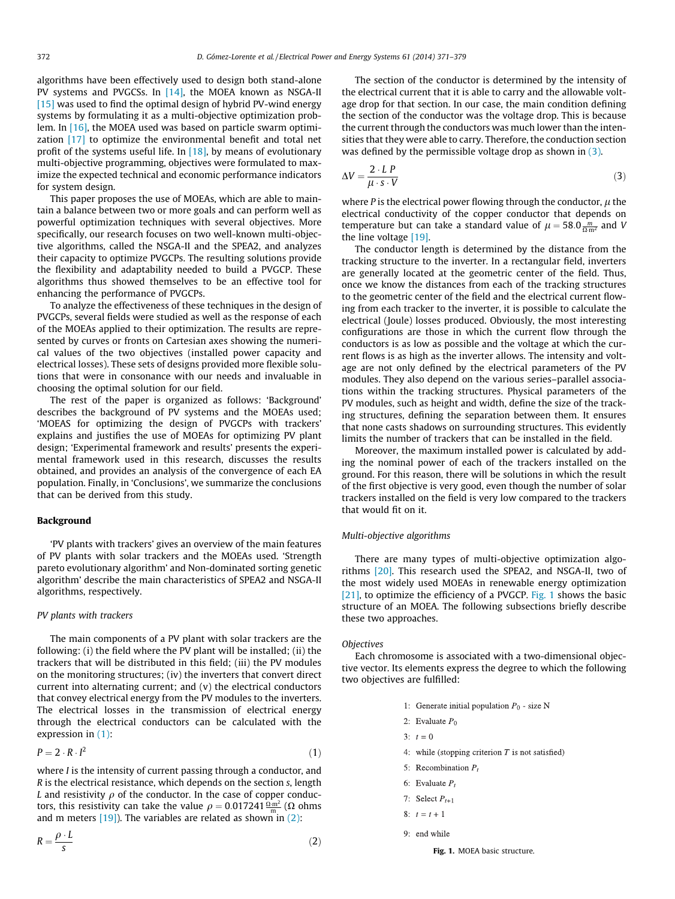algorithms have been effectively used to design both stand-alone PV systems and PVGCSs. In [14], the MOEA known as NSGA-II [15] was used to find the optimal design of hybrid PV-wind energy systems by formulating it as a multi-objective optimization problem. In [16], the MOEA used was based on particle swarm optimization [17] to optimize the environmental benefit and total net profit of the systems useful life. In [18], by means of evolutionary multi-objective programming, objectives were formulated to maximize the expected technical and economic performance indicators for system design.

This paper proposes the use of MOEAs, which are able to maintain a balance between two or more goals and can perform well as powerful optimization techniques with several objectives. More specifically, our research focuses on two well-known multi-objective algorithms, called the NSGA-II and the SPEA2, and analyzes their capacity to optimize PVGCPs. The resulting solutions provide the flexibility and adaptability needed to build a PVGCP. These algorithms thus showed themselves to be an effective tool for enhancing the performance of PVGCPs.

To analyze the effectiveness of these techniques in the design of PVGCPs, several fields were studied as well as the response of each of the MOEAs applied to their optimization. The results are represented by curves or fronts on Cartesian axes showing the numerical values of the two objectives (installed power capacity and electrical losses). These sets of designs provided more flexible solutions that were in consonance with our needs and invaluable in choosing the optimal solution for our field.

The rest of the paper is organized as follows: 'Background' describes the background of PV systems and the MOEAs used; 'MOEAS for optimizing the design of PVGCPs with trackers' explains and justifies the use of MOEAs for optimizing PV plant design; 'Experimental framework and results' presents the experimental framework used in this research, discusses the results obtained, and provides an analysis of the convergence of each EA population. Finally, in 'Conclusions', we summarize the conclusions that can be derived from this study.

## Background

'PV plants with trackers' gives an overview of the main features of PV plants with solar trackers and the MOEAs used. 'Strength pareto evolutionary algorithm' and Non-dominated sorting genetic algorithm' describe the main characteristics of SPEA2 and NSGA-II algorithms, respectively.

### *PV plants with trackers*

The main components of a PV plant with solar trackers are the following: (i) the field where the PV plant will be installed; (ii) the trackers that will be distributed in this field; (iii) the PV modules on the monitoring structures; (iv) the inverters that convert direct current into alternating current; and (v) the electrical conductors that convey electrical energy from the PV modules to the inverters. The electrical losses in the transmission of electrical energy through the electrical conductors can be calculated with the expression in (1):

$$P = 2 \cdot R \cdot I^2 \tag{1}$$

where $I$ is the intensity of current passing through a conductor, and $R$ is the electrical resistance, which depends on the section $s$, length $L$ and resistivity $\rho$ of the conductor. In the case of copper conductors, this resistivity can take the value $\rho = 0.017241 \frac{\Omega \cdot \mathrm{m}^2}{\mathrm{m}}$ ($\Omega$ ohms and m meters [19]). The variables are related as shown in (2):

$$R = \frac{\rho \cdot L}{s} \tag{2}$$

The section of the conductor is determined by the intensity of the electrical current that it is able to carry and the allowable voltage drop for that section. In our case, the main condition defining the section of the conductor was the voltage drop. This is because the current through the conductors was much lower than the intensities that they were able to carry. Therefore, the conduction section was defined by the permissible voltage drop as shown in (3).

$$\Delta V = \frac{2 \cdot L\ P}{\mu \cdot s \cdot V} \tag{3}$$

where $P$ is the electrical power flowing through the conductor, $\mu$ the electrical conductivity of the copper conductor that depends on temperature but can take a standard value of $\mu = 58.0 \frac{\mathrm{m}}{\Omega \cdot \mathrm{m}^2}$ and $V$ the line voltage [19].

The conductor length is determined by the distance from the tracking structure to the inverter. In a rectangular field, inverters are generally located at the geometric center of the field. Thus, once we know the distances from each of the tracking structures to the geometric center of the field and the electrical current flowing from each tracker to the inverter, it is possible to calculate the electrical (Joule) losses produced. Obviously, the most interesting configurations are those in which the current flow through the conductors is as low as possible and the voltage at which the current flows is as high as the inverter allows. The intensity and voltage are not only defined by the electrical parameters of the PV modules. They also depend on the various series–parallel associations within the tracking structures. Physical parameters of the PV modules, such as height and width, define the size of the tracking structures, defining the separation between them. It ensures that none casts shadows on surrounding structures. This evidently limits the number of trackers that can be installed in the field.

Moreover, the maximum installed power is calculated by adding the nominal power of each of the trackers installed on the ground. For this reason, there will be solutions in which the result of the first objective is very good, even though the number of solar trackers installed on the field is very low compared to the trackers that would fit on it.

### *Multi-objective algorithms*

There are many types of multi-objective optimization algorithms [20]. This research used the SPEA2, and NSGA-II, two of the most widely used MOEAs in renewable energy optimization [21], to optimize the efficiency of a PVGCP. Fig. 1 shows the basic structure of an MOEA. The following subsections briefly describe these two approaches.

#### *Objectives*

Each chromosome is associated with a two-dimensional objective vector. Its elements express the degree to which the following two objectives are fulfilled:

```
1: Generate initial population P_0 - size N
2: Evaluate P_0
3: t = 0
4: while (stopping criterion T is not satisfied)
5:   Recombination P_t
6:   Evaluate P_t
7:   Select P_{t+1}
8:   t = t + 1
9: end while
```

**Fig. 1.** MOEA basic structure.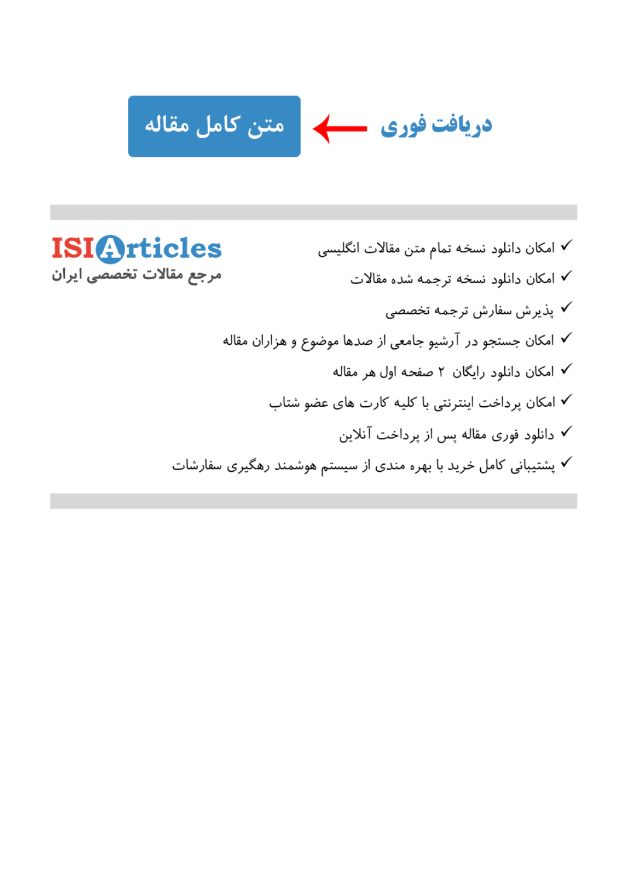دریافت فوری ← **متن کامل مقاله**

**ISIArticles**
مرجع مقالات تخصصی ایران

- ✓ امکان دانلود نسخه تمام متن مقالات انگلیسی
- ✓ امکان دانلود نسخه ترجمه شده مقالات
- ✓ پذیرش سفارش ترجمه تخصصی
- ✓ امکان جستجو در آرشیو جامعی از صدها موضوع و هزاران مقاله
- ✓ امکان دانلود رایگان ۲ صفحه اول هر مقاله
- ✓ امکان پرداخت اینترنتی با کلیه کارت های عضو شتاب
- ✓ دانلود فوری مقاله پس از پرداخت آنلاین
- ✓ پشتیبانی کامل خرید با بهره مندی از سیستم هوشمند رهگیری سفارشات